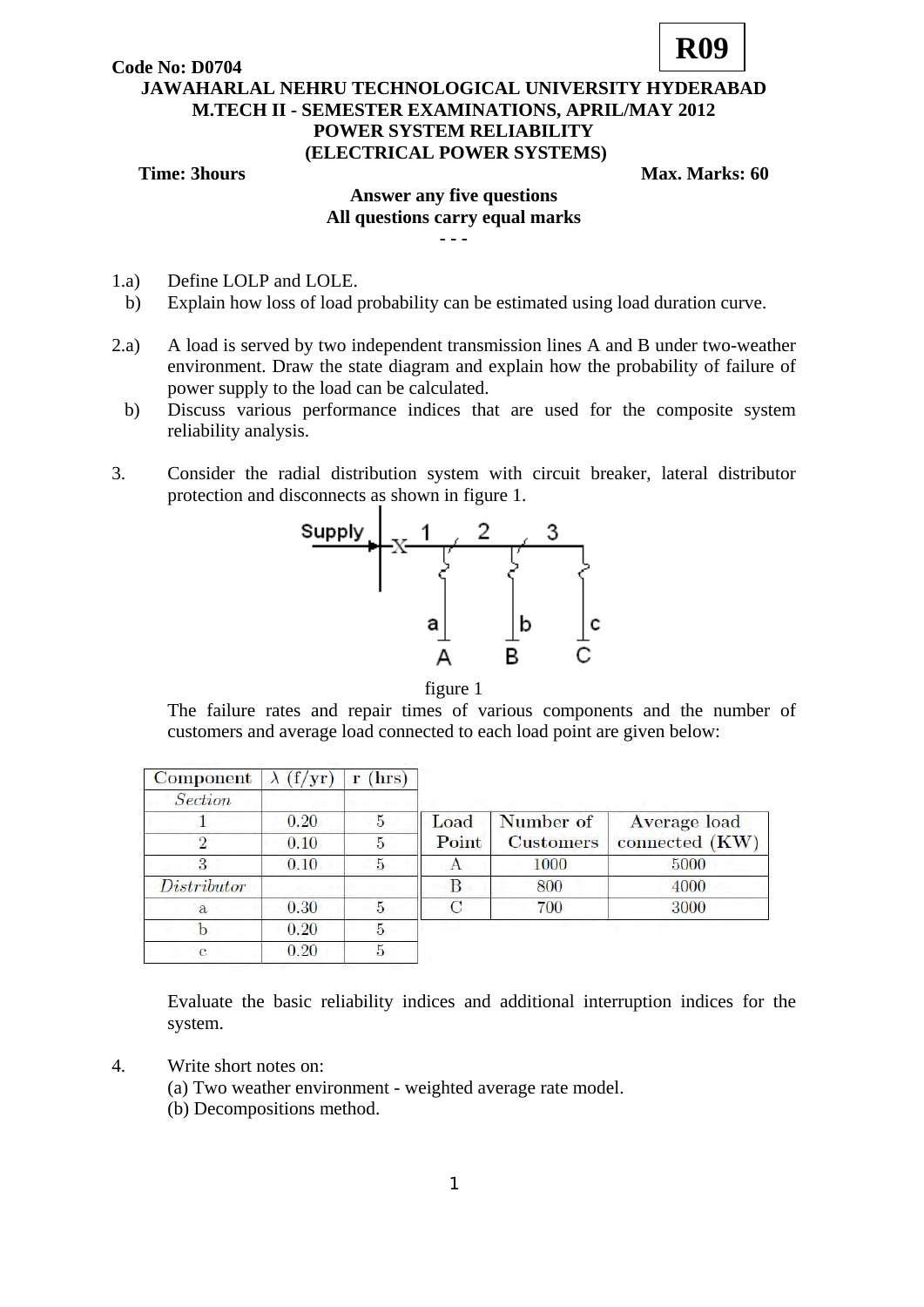**R09**

**Code No: D0704**

**JAWAHARLAL NEHRU TECHNOLOGICAL UNIVERSITY HYDERABAD**
**M.TECH II - SEMESTER EXAMINATIONS, APRIL/MAY 2012**
**POWER SYSTEM RELIABILITY**
**(ELECTRICAL POWER SYSTEMS)**

**Time: 3hours** **Max. Marks: 60**

**Answer any five questions**
**All questions carry equal marks**
**- - -**

1.a) Define LOLP and LOLE.
  b) Explain how loss of load probability can be estimated using load duration curve.

2.a) A load is served by two independent transmission lines A and B under two-weather environment. Draw the state diagram and explain how the probability of failure of power supply to the load can be calculated.
  b) Discuss various performance indices that are used for the composite system reliability analysis.

3. Consider the radial distribution system with circuit breaker, lateral distributor protection and disconnects as shown in figure 1.

Supply — X — 1 — 2 — 3; a → A, b → B, c → C

figure 1

The failure rates and repair times of various components and the number of customers and average load connected to each load point are given below:

| Component | $\lambda$ (f/yr) | r (hrs) |
|---|---|---|
| *Section* | | |
| 1 | 0.20 | 5 |
| 2 | 0.10 | 5 |
| 3 | 0.10 | 5 |
| *Distributor* | | |
| a | 0.30 | 5 |
| b | 0.20 | 5 |
| c | 0.20 | 5 |

| Load Point | Number of Customers | Average load connected (KW) |
|---|---|---|
| A | 1000 | 5000 |
| B | 800 | 4000 |
| C | 700 | 3000 |

Evaluate the basic reliability indices and additional interruption indices for the system.

4. Write short notes on:
(a) Two weather environment - weighted average rate model.
(b) Decompositions method.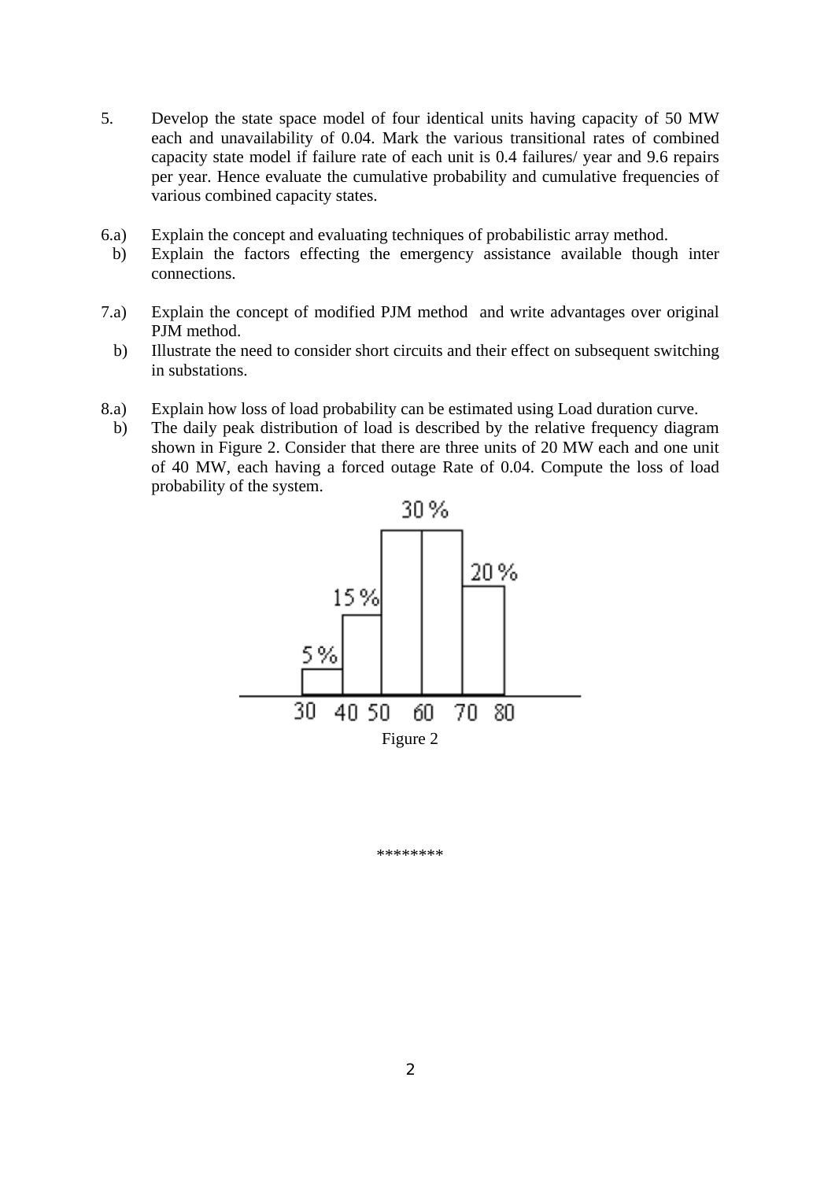5. Develop the state space model of four identical units having capacity of 50 MW each and unavailability of 0.04. Mark the various transitional rates of combined capacity state model if failure rate of each unit is 0.4 failures/ year and 9.6 repairs per year. Hence evaluate the cumulative probability and cumulative frequencies of various combined capacity states.

6.a) Explain the concept and evaluating techniques of probabilistic array method.

b) Explain the factors effecting the emergency assistance available though inter connections.

7.a) Explain the concept of modified PJM method and write advantages over original PJM method.

b) Illustrate the need to consider short circuits and their effect on subsequent switching in substations.

8.a) Explain how loss of load probability can be estimated using Load duration curve.

b) The daily peak distribution of load is described by the relative frequency diagram shown in Figure 2. Consider that there are three units of 20 MW each and one unit of 40 MW, each having a forced outage Rate of 0.04. Compute the loss of load probability of the system.

30 %

15 %

20 %

5 %

30 40 50 60 70 80

Figure 2

\*\*\*\*\*\*\*\*